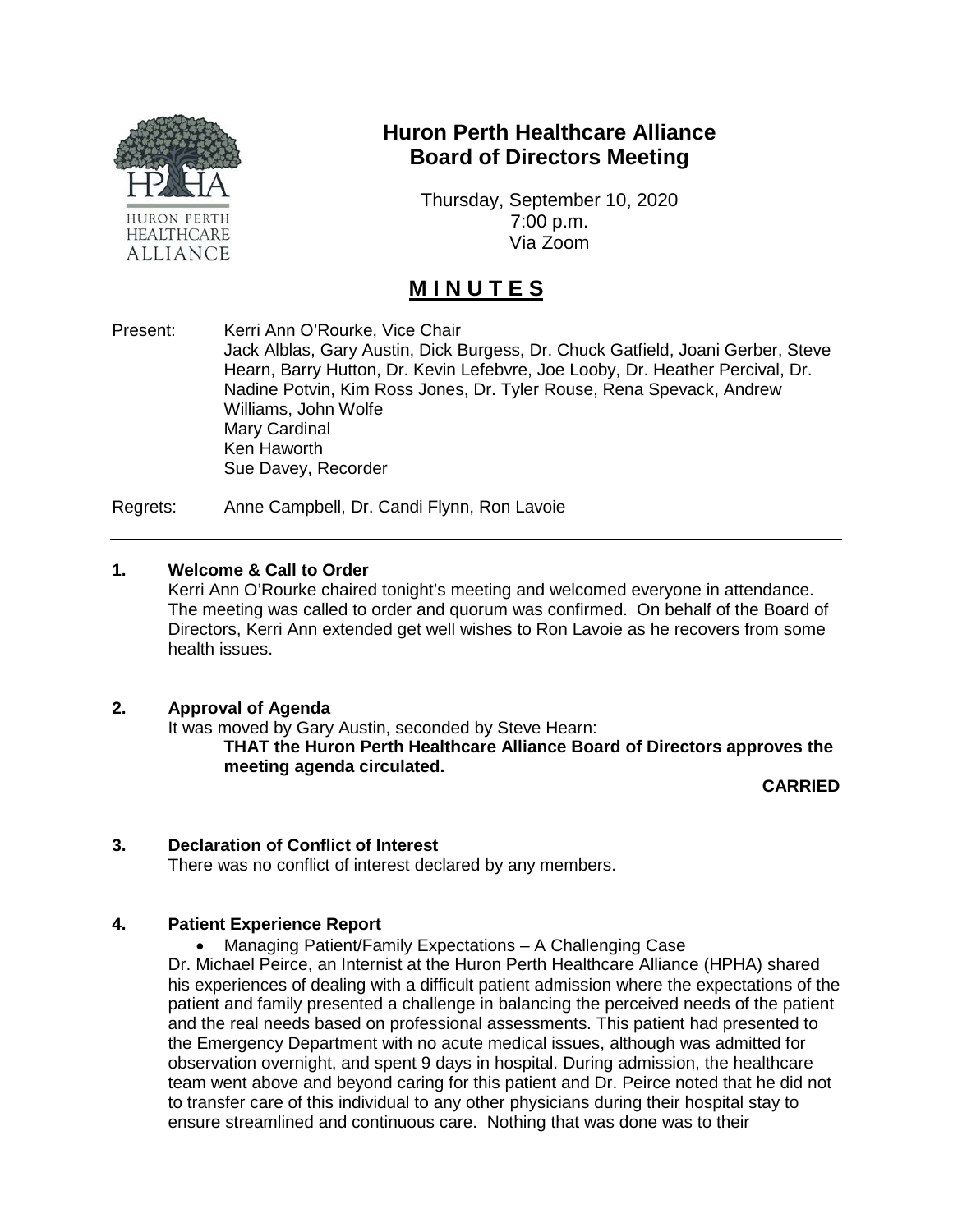# Huron Perth Healthcare Alliance
# Board of Directors Meeting

Thursday, September 10, 2020
7:00 p.m.
Via Zoom

## M I N U T E S

Present: Kerri Ann O'Rourke, Vice Chair
Jack Alblas, Gary Austin, Dick Burgess, Dr. Chuck Gatfield, Joani Gerber, Steve Hearn, Barry Hutton, Dr. Kevin Lefebvre, Joe Looby, Dr. Heather Percival, Dr. Nadine Potvin, Kim Ross Jones, Dr. Tyler Rouse, Rena Spevack, Andrew Williams, John Wolfe
Mary Cardinal
Ken Haworth
Sue Davey, Recorder

Regrets: Anne Campbell, Dr. Candi Flynn, Ron Lavoie

---

### 1. Welcome & Call to Order

Kerri Ann O'Rourke chaired tonight's meeting and welcomed everyone in attendance. The meeting was called to order and quorum was confirmed. On behalf of the Board of Directors, Kerri Ann extended get well wishes to Ron Lavoie as he recovers from some health issues.

### 2. Approval of Agenda

It was moved by Gary Austin, seconded by Steve Hearn:

**THAT the Huron Perth Healthcare Alliance Board of Directors approves the meeting agenda circulated.**

**CARRIED**

### 3. Declaration of Conflict of Interest

There was no conflict of interest declared by any members.

### 4. Patient Experience Report

- Managing Patient/Family Expectations – A Challenging Case

Dr. Michael Peirce, an Internist at the Huron Perth Healthcare Alliance (HPHA) shared his experiences of dealing with a difficult patient admission where the expectations of the patient and family presented a challenge in balancing the perceived needs of the patient and the real needs based on professional assessments. This patient had presented to the Emergency Department with no acute medical issues, although was admitted for observation overnight, and spent 9 days in hospital. During admission, the healthcare team went above and beyond caring for this patient and Dr. Peirce noted that he did not to transfer care of this individual to any other physicians during their hospital stay to ensure streamlined and continuous care. Nothing that was done was to their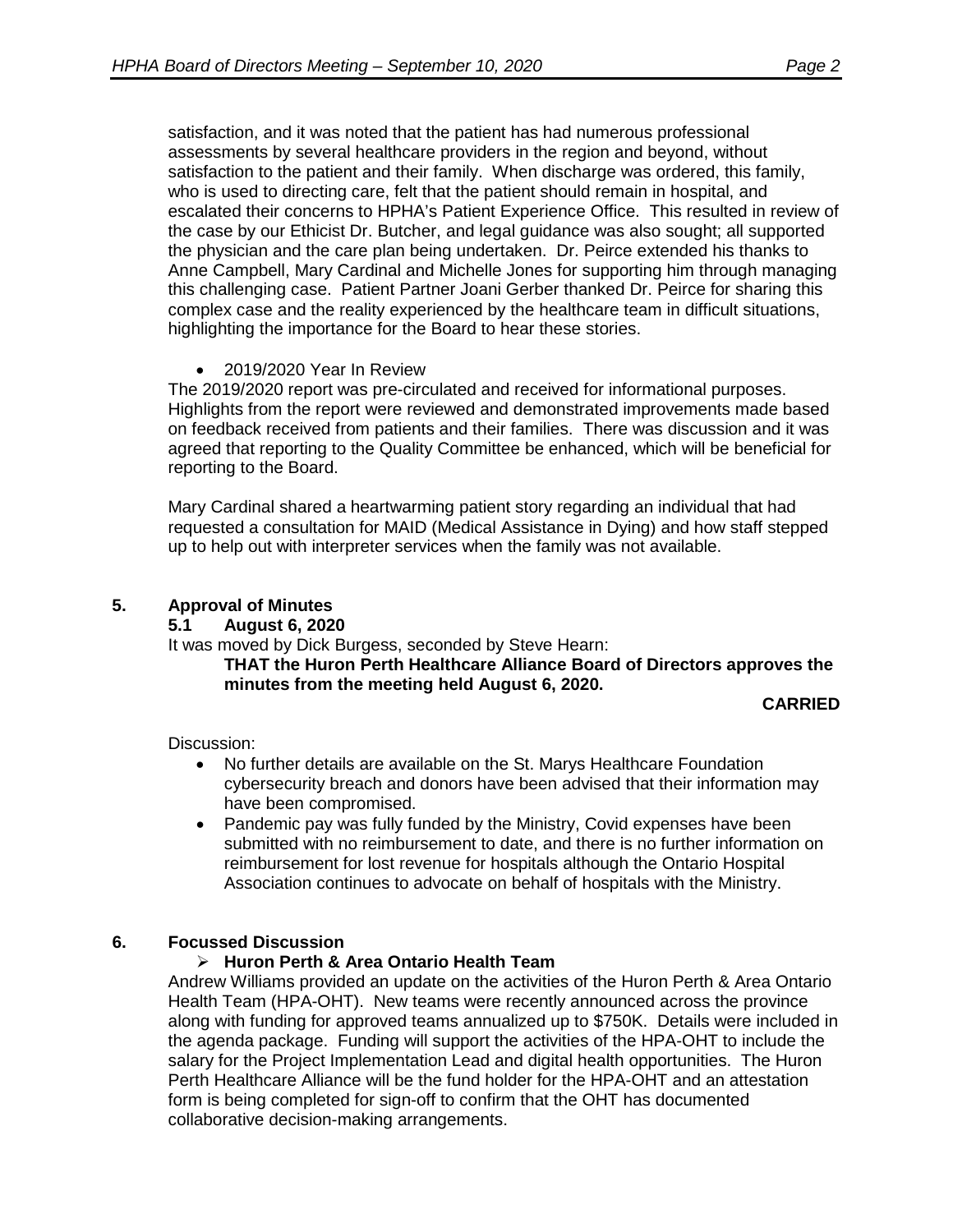satisfaction, and it was noted that the patient has had numerous professional assessments by several healthcare providers in the region and beyond, without satisfaction to the patient and their family. When discharge was ordered, this family, who is used to directing care, felt that the patient should remain in hospital, and escalated their concerns to HPHA's Patient Experience Office. This resulted in review of the case by our Ethicist Dr. Butcher, and legal guidance was also sought; all supported the physician and the care plan being undertaken. Dr. Peirce extended his thanks to Anne Campbell, Mary Cardinal and Michelle Jones for supporting him through managing this challenging case. Patient Partner Joani Gerber thanked Dr. Peirce for sharing this complex case and the reality experienced by the healthcare team in difficult situations, highlighting the importance for the Board to hear these stories.

- 2019/2020 Year In Review

The 2019/2020 report was pre-circulated and received for informational purposes. Highlights from the report were reviewed and demonstrated improvements made based on feedback received from patients and their families. There was discussion and it was agreed that reporting to the Quality Committee be enhanced, which will be beneficial for reporting to the Board.

Mary Cardinal shared a heartwarming patient story regarding an individual that had requested a consultation for MAID (Medical Assistance in Dying) and how staff stepped up to help out with interpreter services when the family was not available.

## 5. Approval of Minutes

### 5.1 August 6, 2020

It was moved by Dick Burgess, seconded by Steve Hearn:

**THAT the Huron Perth Healthcare Alliance Board of Directors approves the minutes from the meeting held August 6, 2020.**

**CARRIED**

Discussion:

- No further details are available on the St. Marys Healthcare Foundation cybersecurity breach and donors have been advised that their information may have been compromised.
- Pandemic pay was fully funded by the Ministry, Covid expenses have been submitted with no reimbursement to date, and there is no further information on reimbursement for lost revenue for hospitals although the Ontario Hospital Association continues to advocate on behalf of hospitals with the Ministry.

## 6. Focussed Discussion

- **Huron Perth & Area Ontario Health Team**

Andrew Williams provided an update on the activities of the Huron Perth & Area Ontario Health Team (HPA-OHT). New teams were recently announced across the province along with funding for approved teams annualized up to $750K. Details were included in the agenda package. Funding will support the activities of the HPA-OHT to include the salary for the Project Implementation Lead and digital health opportunities. The Huron Perth Healthcare Alliance will be the fund holder for the HPA-OHT and an attestation form is being completed for sign-off to confirm that the OHT has documented collaborative decision-making arrangements.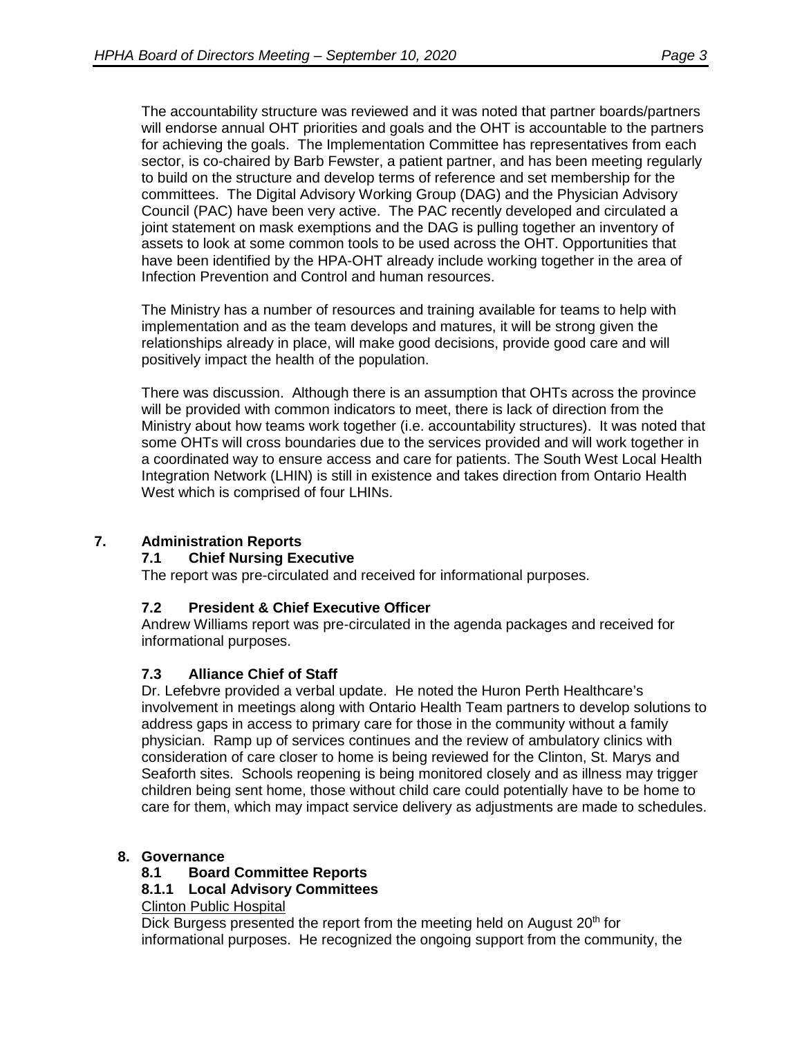The accountability structure was reviewed and it was noted that partner boards/partners will endorse annual OHT priorities and goals and the OHT is accountable to the partners for achieving the goals. The Implementation Committee has representatives from each sector, is co-chaired by Barb Fewster, a patient partner, and has been meeting regularly to build on the structure and develop terms of reference and set membership for the committees. The Digital Advisory Working Group (DAG) and the Physician Advisory Council (PAC) have been very active. The PAC recently developed and circulated a joint statement on mask exemptions and the DAG is pulling together an inventory of assets to look at some common tools to be used across the OHT. Opportunities that have been identified by the HPA-OHT already include working together in the area of Infection Prevention and Control and human resources.

The Ministry has a number of resources and training available for teams to help with implementation and as the team develops and matures, it will be strong given the relationships already in place, will make good decisions, provide good care and will positively impact the health of the population.

There was discussion. Although there is an assumption that OHTs across the province will be provided with common indicators to meet, there is lack of direction from the Ministry about how teams work together (i.e. accountability structures). It was noted that some OHTs will cross boundaries due to the services provided and will work together in a coordinated way to ensure access and care for patients. The South West Local Health Integration Network (LHIN) is still in existence and takes direction from Ontario Health West which is comprised of four LHINs.

## 7. Administration Reports

### 7.1 Chief Nursing Executive

The report was pre-circulated and received for informational purposes.

### 7.2 President & Chief Executive Officer

Andrew Williams report was pre-circulated in the agenda packages and received for informational purposes.

### 7.3 Alliance Chief of Staff

Dr. Lefebvre provided a verbal update. He noted the Huron Perth Healthcare's involvement in meetings along with Ontario Health Team partners to develop solutions to address gaps in access to primary care for those in the community without a family physician. Ramp up of services continues and the review of ambulatory clinics with consideration of care closer to home is being reviewed for the Clinton, St. Marys and Seaforth sites. Schools reopening is being monitored closely and as illness may trigger children being sent home, those without child care could potentially have to be home to care for them, which may impact service delivery as adjustments are made to schedules.

## 8. Governance

### 8.1 Board Committee Reports

#### 8.1.1 Local Advisory Committees

Clinton Public Hospital

Dick Burgess presented the report from the meeting held on August 20th for informational purposes. He recognized the ongoing support from the community, the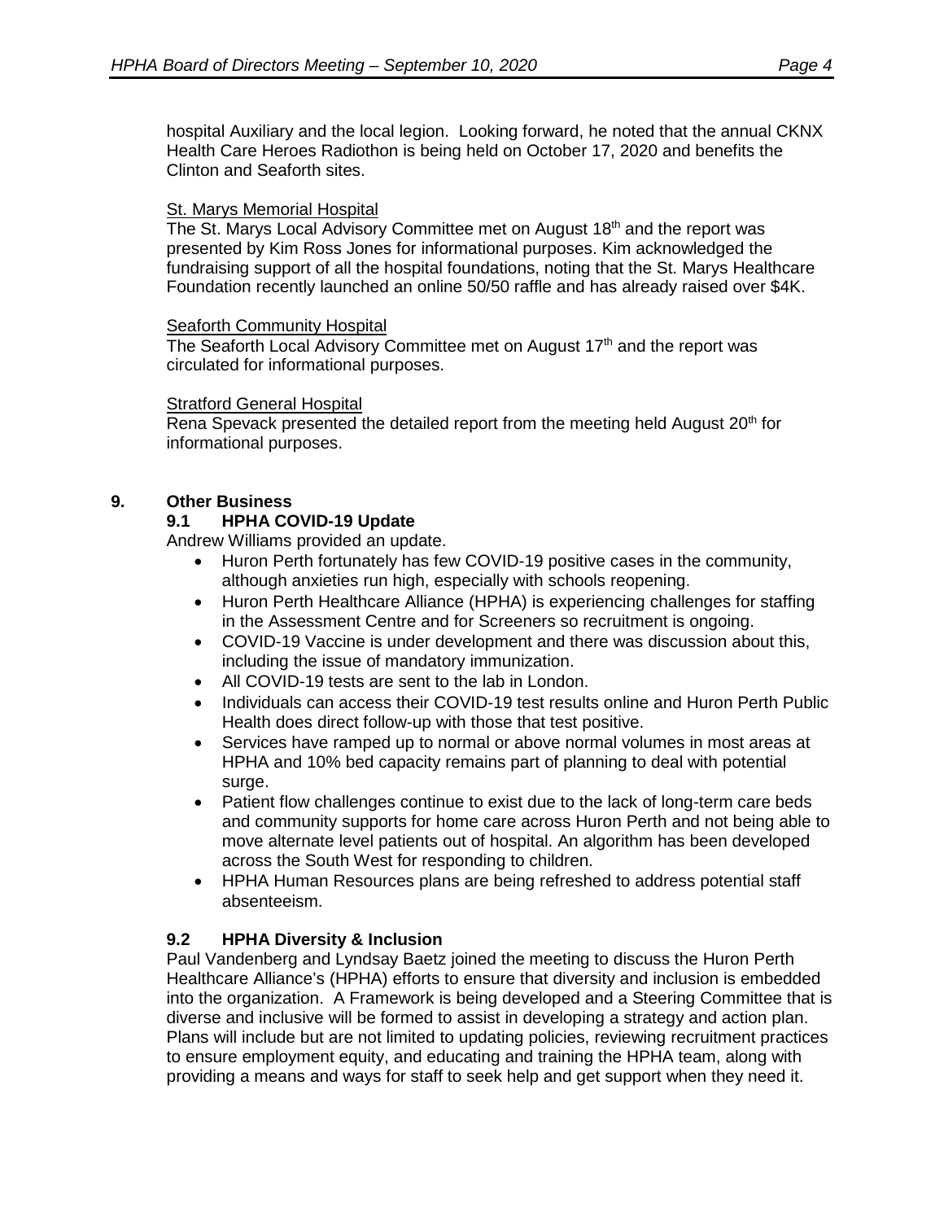hospital Auxiliary and the local legion. Looking forward, he noted that the annual CKNX Health Care Heroes Radiothon is being held on October 17, 2020 and benefits the Clinton and Seaforth sites.

St. Marys Memorial Hospital

The St. Marys Local Advisory Committee met on August 18th and the report was presented by Kim Ross Jones for informational purposes. Kim acknowledged the fundraising support of all the hospital foundations, noting that the St. Marys Healthcare Foundation recently launched an online 50/50 raffle and has already raised over $4K.

Seaforth Community Hospital

The Seaforth Local Advisory Committee met on August 17th and the report was circulated for informational purposes.

Stratford General Hospital

Rena Spevack presented the detailed report from the meeting held August 20th for informational purposes.

## 9. Other Business

### 9.1 HPHA COVID-19 Update

Andrew Williams provided an update.

- Huron Perth fortunately has few COVID-19 positive cases in the community, although anxieties run high, especially with schools reopening.
- Huron Perth Healthcare Alliance (HPHA) is experiencing challenges for staffing in the Assessment Centre and for Screeners so recruitment is ongoing.
- COVID-19 Vaccine is under development and there was discussion about this, including the issue of mandatory immunization.
- All COVID-19 tests are sent to the lab in London.
- Individuals can access their COVID-19 test results online and Huron Perth Public Health does direct follow-up with those that test positive.
- Services have ramped up to normal or above normal volumes in most areas at HPHA and 10% bed capacity remains part of planning to deal with potential surge.
- Patient flow challenges continue to exist due to the lack of long-term care beds and community supports for home care across Huron Perth and not being able to move alternate level patients out of hospital. An algorithm has been developed across the South West for responding to children.
- HPHA Human Resources plans are being refreshed to address potential staff absenteeism.

### 9.2 HPHA Diversity & Inclusion

Paul Vandenberg and Lyndsay Baetz joined the meeting to discuss the Huron Perth Healthcare Alliance's (HPHA) efforts to ensure that diversity and inclusion is embedded into the organization. A Framework is being developed and a Steering Committee that is diverse and inclusive will be formed to assist in developing a strategy and action plan. Plans will include but are not limited to updating policies, reviewing recruitment practices to ensure employment equity, and educating and training the HPHA team, along with providing a means and ways for staff to seek help and get support when they need it.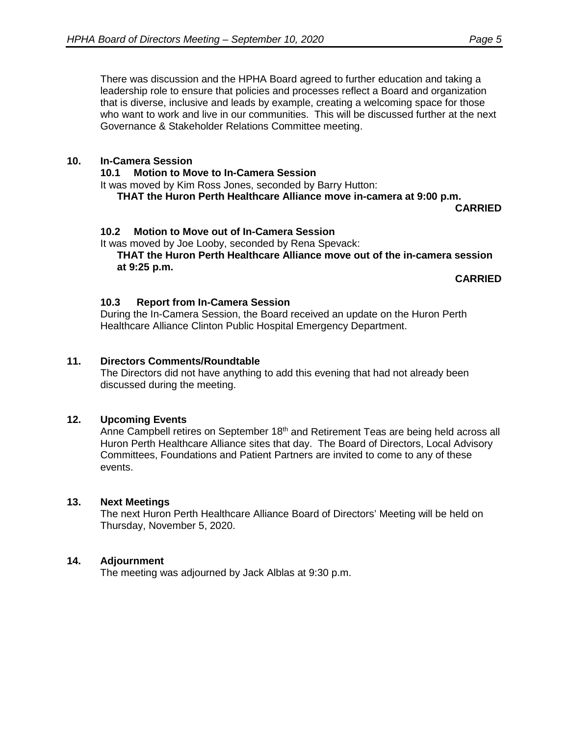There was discussion and the HPHA Board agreed to further education and taking a leadership role to ensure that policies and processes reflect a Board and organization that is diverse, inclusive and leads by example, creating a welcoming space for those who want to work and live in our communities. This will be discussed further at the next Governance & Stakeholder Relations Committee meeting.

## 10. In-Camera Session

### 10.1 Motion to Move to In-Camera Session

It was moved by Kim Ross Jones, seconded by Barry Hutton:

**THAT the Huron Perth Healthcare Alliance move in-camera at 9:00 p.m.**

**CARRIED**

### 10.2 Motion to Move out of In-Camera Session

It was moved by Joe Looby, seconded by Rena Spevack:

**THAT the Huron Perth Healthcare Alliance move out of the in-camera session at 9:25 p.m.**

**CARRIED**

### 10.3 Report from In-Camera Session

During the In-Camera Session, the Board received an update on the Huron Perth Healthcare Alliance Clinton Public Hospital Emergency Department.

## 11. Directors Comments/Roundtable

The Directors did not have anything to add this evening that had not already been discussed during the meeting.

## 12. Upcoming Events

Anne Campbell retires on September 18th and Retirement Teas are being held across all Huron Perth Healthcare Alliance sites that day. The Board of Directors, Local Advisory Committees, Foundations and Patient Partners are invited to come to any of these events.

## 13. Next Meetings

The next Huron Perth Healthcare Alliance Board of Directors' Meeting will be held on Thursday, November 5, 2020.

## 14. Adjournment

The meeting was adjourned by Jack Alblas at 9:30 p.m.